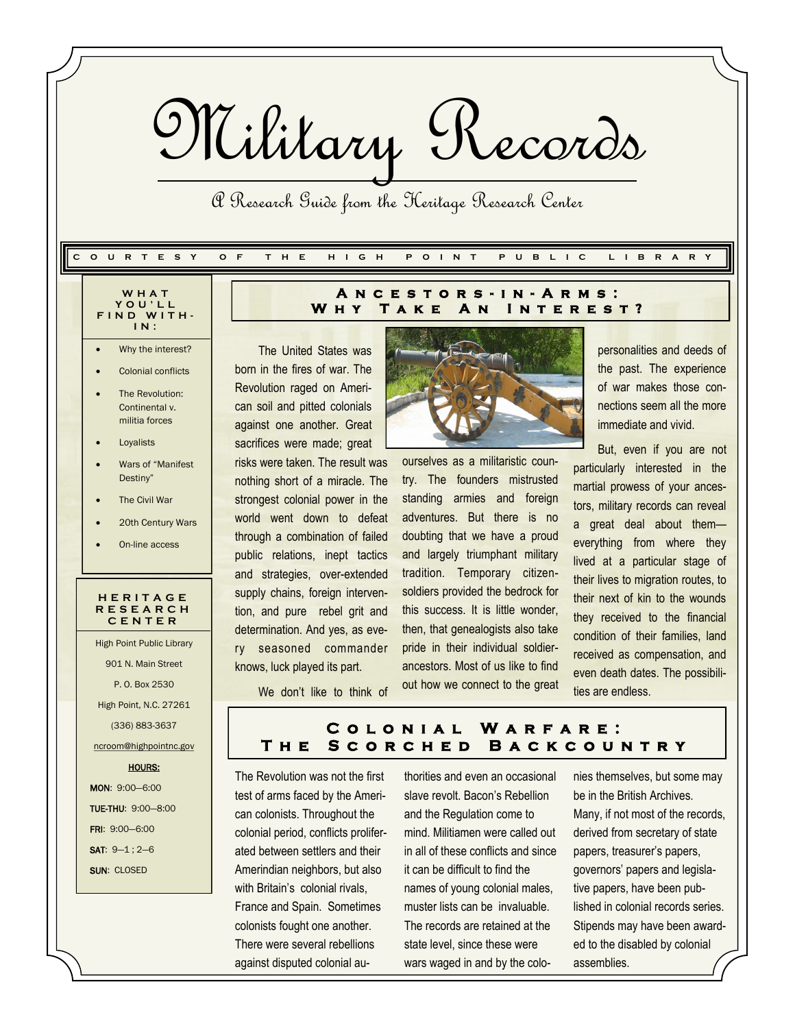# Military Records

A Research Guide from the Heritage Research Center

COURTESY OF THE HIGH POINT PUBLIC LIBRARY

## Ancestors-in-Arms: Why Take An Interest?

The United States was born in the fires of war. The Revolution raged on American soil and pitted colonials against one another. Great sacrifices were made; great risks were taken. The result was nothing short of a miracle. The strongest colonial power in the world went down to defeat through a combination of failed public relations, inept tactics and strategies, over-extended supply chains, foreign intervention, and pure rebel grit and determination. And yes, as every seasoned commander knows, luck played its part.

We don't like to think of ourselves as a militaristic country. The founders mistrusted standing armies and foreign adventures. But there is no doubting that we have a proud and largely triumphant military tradition. Temporary citizen-soldiers provided the bedrock for this success. It is little wonder, then, that genealogists also take pride in their individual soldier-ancestors. Most of us like to find out how we connect to the great personalities and deeds of the past. The experience of war makes those connections seem all the more immediate and vivid.

But, even if you are not particularly interested in the martial prowess of your ancestors, military records can reveal a great deal about them—everything from where they lived at a particular stage of their lives to migration routes, to their next of kin to the wounds they received to the financial condition of their families, land received as compensation, and even death dates. The possibilities are endless.

## Colonial Warfare: The Scorched Backcountry

The Revolution was not the first test of arms faced by the American colonists. Throughout the colonial period, conflicts proliferated between settlers and their Amerindian neighbors, but also with Britain's colonial rivals, France and Spain. Sometimes colonists fought one another. There were several rebellions against disputed colonial authorities and even an occasional slave revolt. Bacon's Rebellion and the Regulation come to mind. Militiamen were called out in all of these conflicts and since it can be difficult to find the names of young colonial males, muster lists can be invaluable. The records are retained at the state level, since these were wars waged in and by the colonies themselves, but some may be in the British Archives. Many, if not most of the records, derived from secretary of state papers, treasurer's papers, governors' papers and legislative papers, have been published in colonial records series. Stipends may have been awarded to the disabled by colonial assemblies.

### What You'll Find Within:

- Why the interest?
- Colonial conflicts
- The Revolution: Continental v. militia forces
- Loyalists
- Wars of "Manifest Destiny"
- The Civil War
- 20th Century Wars
- On-line access

### Heritage Research Center

High Point Public Library
901 N. Main Street
P. O. Box 2530
High Point, N.C. 27261
(336) 883-3637
ncroom@highpointnc.gov

**HOURS:**

**MON**: 9:00—6:00
**TUE-THU**: 9:00—8:00
**FRI**: 9:00—6:00
**SAT**: 9—1 ; 2—6
**SUN**: CLOSED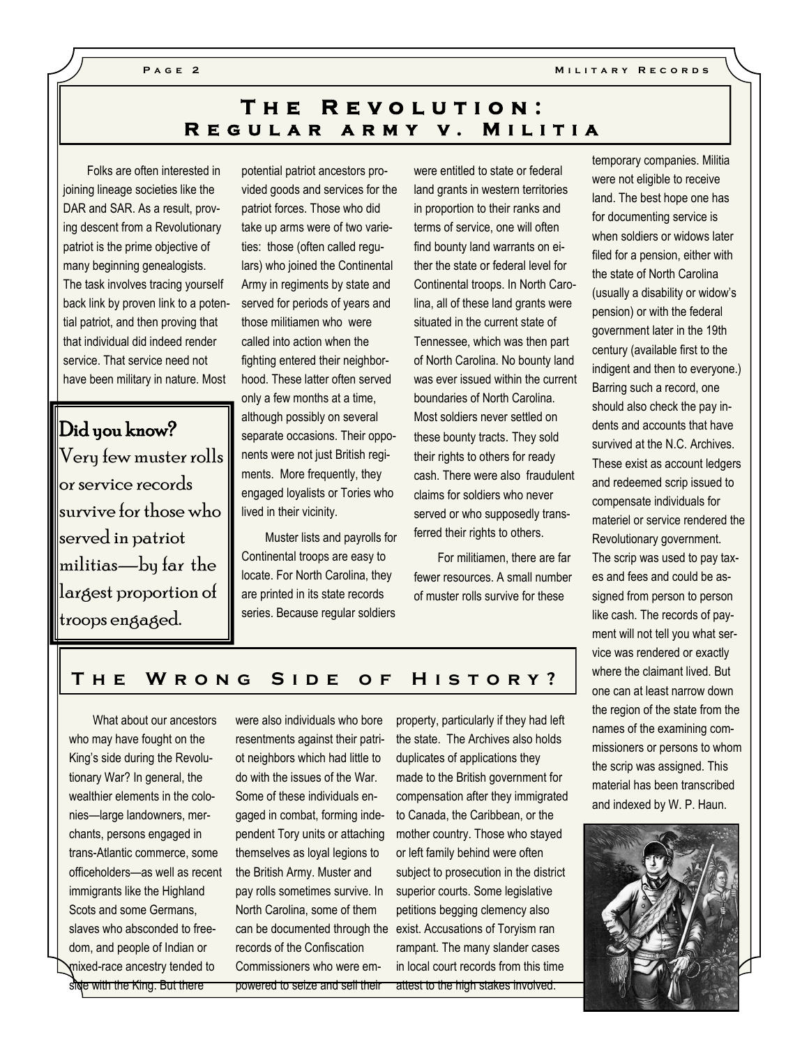## The Revolution: Regular army v. Militia

Folks are often interested in joining lineage societies like the DAR and SAR. As a result, proving descent from a Revolutionary patriot is the prime objective of many beginning genealogists. The task involves tracing yourself back link by proven link to a potential patriot, and then proving that that individual did indeed render service. That service need not have been military in nature. Most potential patriot ancestors provided goods and services for the patriot forces. Those who did take up arms were of two varieties: those (often called regulars) who joined the Continental Army in regiments by state and served for periods of years and those militiamen who were called into action when the fighting entered their neighborhood. These latter often served only a few months at a time, although possibly on several separate occasions. Their opponents were not just British regiments. More frequently, they engaged loyalists or Tories who lived in their vicinity.

> **Did you know?**
> Very few muster rolls or service records survive for those who served in patriot militias—by far the largest proportion of troops engaged.

Muster lists and payrolls for Continental troops are easy to locate. For North Carolina, they are printed in its state records series. Because regular soldiers were entitled to state or federal land grants in western territories in proportion to their ranks and terms of service, one will often find bounty land warrants on either the state or federal level for Continental troops. In North Carolina, all of these land grants were situated in the current state of Tennessee, which was then part of North Carolina. No bounty land was ever issued within the current boundaries of North Carolina. Most soldiers never settled on these bounty tracts. They sold their rights to others for ready cash. There were also fraudulent claims for soldiers who never served or who supposedly transferred their rights to others.

For militiamen, there are far fewer resources. A small number of muster rolls survive for these temporary companies. Militia were not eligible to receive land. The best hope one has for documenting service is when soldiers or widows later filed for a pension, either with the state of North Carolina (usually a disability or widow's pension) or with the federal government later in the 19th century (available first to the indigent and then to everyone.) Barring such a record, one should also check the pay indents and accounts that have survived at the N.C. Archives. These exist as account ledgers and redeemed scrip issued to compensate individuals for materiel or service rendered the Revolutionary government. The scrip was used to pay taxes and fees and could be assigned from person to person like cash. The records of payment will not tell you what service was rendered or exactly where the claimant lived. But one can at least narrow down the region of the state from the names of the examining commissioners or persons to whom the scrip was assigned. This material has been transcribed and indexed by W. P. Haun.

## The Wrong Side of History?

What about our ancestors who may have fought on the King's side during the Revolutionary War? In general, the wealthier elements in the colonies—large landowners, merchants, persons engaged in trans-Atlantic commerce, some officeholders—as well as recent immigrants like the Highland Scots and some Germans, slaves who absconded to freedom, and people of Indian or mixed-race ancestry tended to side with the King. But there were also individuals who bore resentments against their patriot neighbors which had little to do with the issues of the War. Some of these individuals engaged in combat, forming independent Tory units or attaching themselves as loyal legions to the British Army. Muster and pay rolls sometimes survive. In North Carolina, some of them can be documented through the records of the Confiscation Commissioners who were empowered to seize and sell their property, particularly if they had left the state. The Archives also holds duplicates of applications they made to the British government for compensation after they immigrated to Canada, the Caribbean, or the mother country. Those who stayed or left family behind were often subject to prosecution in the district superior courts. Some legislative petitions begging clemency also exist. Accusations of Toryism ran rampant. The many slander cases in local court records from this time attest to the high stakes involved.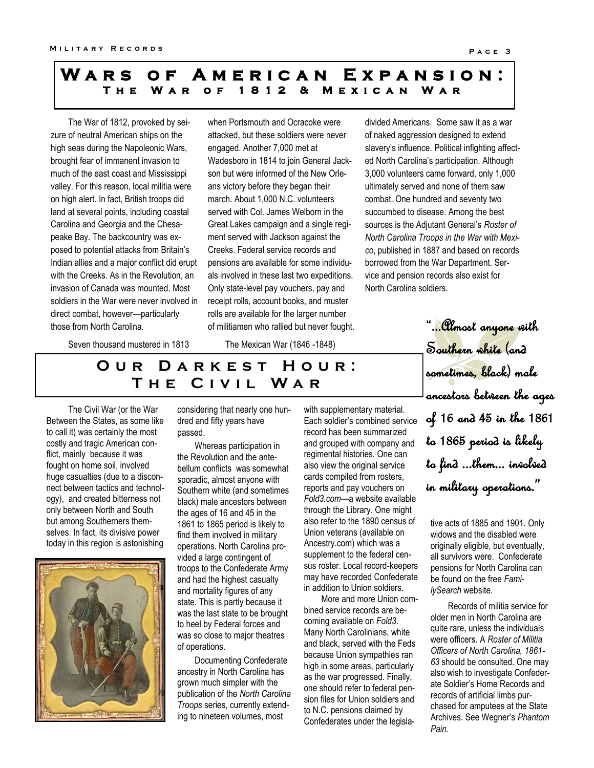## Wars of American Expansion:
### The War of 1812 & Mexican War

The War of 1812, provoked by seizure of neutral American ships on the high seas during the Napoleonic Wars, brought fear of immanent invasion to much of the east coast and Mississippi valley. For this reason, local militia were on high alert. In fact, British troops did land at several points, including coastal Carolina and Georgia and the Chesapeake Bay. The backcountry was exposed to potential attacks from Britain's Indian allies and a major conflict did erupt with the Creeks. As in the Revolution, an invasion of Canada was mounted. Most soldiers in the War were never involved in direct combat, however—particularly those from North Carolina.

Seven thousand mustered in 1813 when Portsmouth and Ocracoke were attacked, but these soldiers were never engaged. Another 7,000 met at Wadesboro in 1814 to join General Jackson but were informed of the New Orleans victory before they began their march. About 1,000 N.C. volunteers served with Col. James Welborn in the Great Lakes campaign and a single regiment served with Jackson against the Creeks. Federal service records and pensions are available for some individuals involved in these last two expeditions. Only state-level pay vouchers, pay and receipt rolls, account books, and muster rolls are available for the larger number of militiamen who rallied but never fought.

The Mexican War (1846 -1848) divided Americans. Some saw it as a war of naked aggression designed to extend slavery's influence. Political infighting affected North Carolina's participation. Although 3,000 volunteers came forward, only 1,000 ultimately served and none of them saw combat. One hundred and seventy two succumbed to disease. Among the best sources is the Adjutant General's *Roster of North Carolina Troops in the War with Mexico*, published in 1887 and based on records borrowed from the War Department. Service and pension records also exist for North Carolina soldiers.

## Our Darkest Hour:
### The Civil War

The Civil War (or the War Between the States, as some like to call it) was certainly the most costly and tragic American conflict, mainly because it was fought on home soil, involved huge casualties (due to a disconnect between tactics and technology), and created bitterness not only between North and South but among Southerners themselves. In fact, its divisive power today in this region is astonishing considering that nearly one hundred and fifty years have passed.

Whereas participation in the Revolution and the antebellum conflicts was somewhat sporadic, almost anyone with Southern white (and sometimes black) male ancestors between the ages of 16 and 45 in the 1861 to 1865 period is likely to find them involved in military operations. North Carolina provided a large contingent of troops to the Confederate Army and had the highest casualty and mortality figures of any state. This is partly because it was the last state to be brought to heel by Federal forces and was so close to major theatres of operations.

Documenting Confederate ancestry in North Carolina has grown much simpler with the publication of the *North Carolina Troops* series, currently extending to nineteen volumes, most with supplementary material. Each soldier's combined service record has been summarized and grouped with company and regimental histories. One can also view the original service cards compiled from rosters, reports and pay vouchers on *Fold3.com*—a website available through the Library. One might also refer to the 1890 census of Union veterans (available on Ancestry.com) which was a supplement to the federal census roster. Local record-keepers may have recorded Confederate in addition to Union soldiers.

More and more Union combined service records are becoming available on *Fold3*. Many North Carolinians, white and black, served with the Feds because Union sympathies ran high in some areas, particularly as the war progressed. Finally, one should refer to federal pension files for Union soldiers and to N.C. pensions claimed by Confederates under the legislative acts of 1885 and 1901. Only widows and the disabled were originally eligible, but eventually, all survivors were. Confederate pensions for North Carolina can be found on the free *FamilySearch* website.

> "...Almost anyone with Southern white (and sometimes, black) male ancestors between the ages of 16 and 45 in the 1861 to 1865 period is likely to find ...them... involved in military operations."

Records of militia service for older men in North Carolina are quite rare, unless the individuals were officers. A *Roster of Militia Officers of North Carolina, 1861-63* should be consulted. One may also wish to investigate Confederate Soldier's Home Records and records of artificial limbs purchased for amputees at the State Archives. See Wegner's *Phantom Pain.*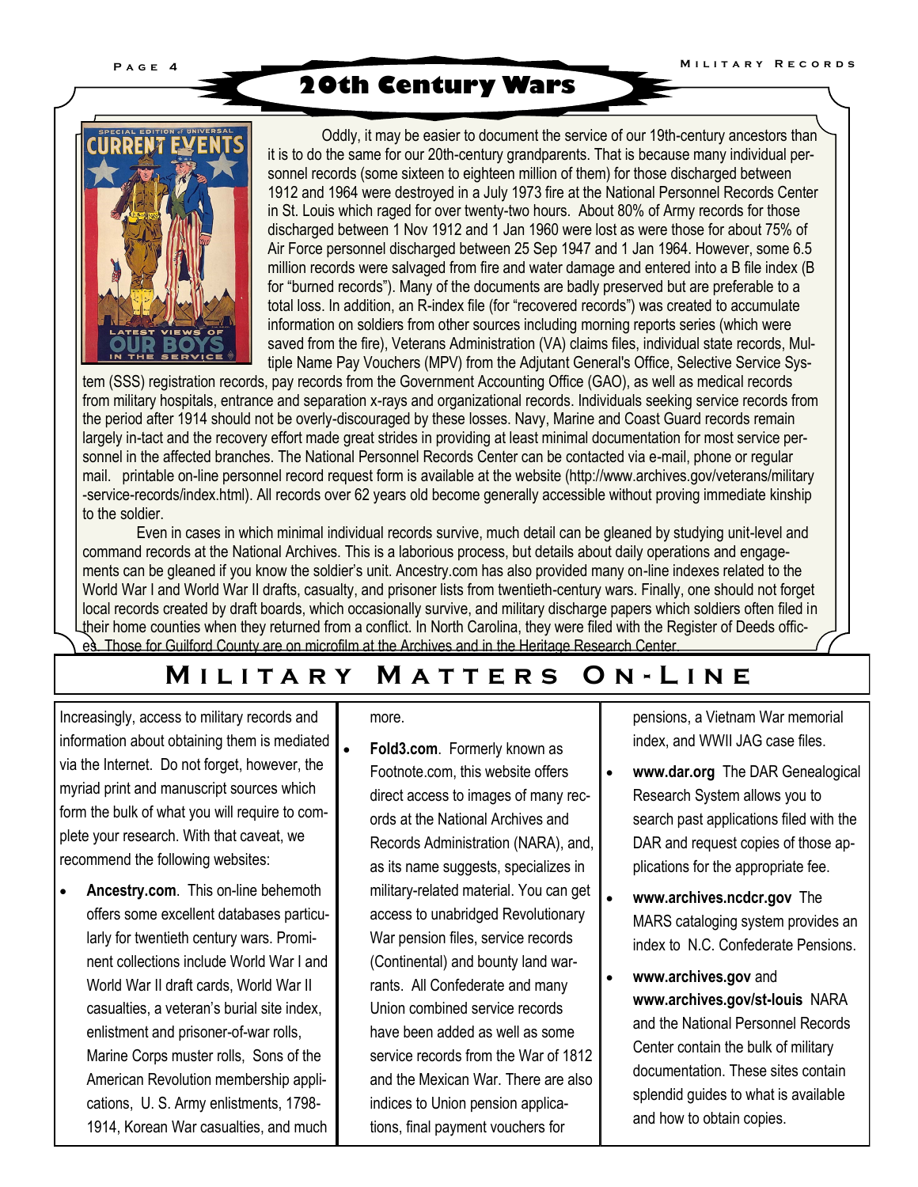## 20th Century Wars

Oddly, it may be easier to document the service of our 19th-century ancestors than it is to do the same for our 20th-century grandparents. That is because many individual personnel records (some sixteen to eighteen million of them) for those discharged between 1912 and 1964 were destroyed in a July 1973 fire at the National Personnel Records Center in St. Louis which raged for over twenty-two hours. About 80% of Army records for those discharged between 1 Nov 1912 and 1 Jan 1960 were lost as were those for about 75% of Air Force personnel discharged between 25 Sep 1947 and 1 Jan 1964. However, some 6.5 million records were salvaged from fire and water damage and entered into a B file index (B for "burned records"). Many of the documents are badly preserved but are preferable to a total loss. In addition, an R-index file (for "recovered records") was created to accumulate information on soldiers from other sources including morning reports series (which were saved from the fire), Veterans Administration (VA) claims files, individual state records, Multiple Name Pay Vouchers (MPV) from the Adjutant General's Office, Selective Service System (SSS) registration records, pay records from the Government Accounting Office (GAO), as well as medical records from military hospitals, entrance and separation x-rays and organizational records. Individuals seeking service records from the period after 1914 should not be overly-discouraged by these losses. Navy, Marine and Coast Guard records remain largely in-tact and the recovery effort made great strides in providing at least minimal documentation for most service personnel in the affected branches. The National Personnel Records Center can be contacted via e-mail, phone or regular mail. printable on-line personnel record request form is available at the website (http://www.archives.gov/veterans/military-service-records/index.html). All records over 62 years old become generally accessible without proving immediate kinship to the soldier.

Even in cases in which minimal individual records survive, much detail can be gleaned by studying unit-level and command records at the National Archives. This is a laborious process, but details about daily operations and engagements can be gleaned if you know the soldier's unit. Ancestry.com has also provided many on-line indexes related to the World War I and World War II drafts, casualty, and prisoner lists from twentieth-century wars. Finally, one should not forget local records created by draft boards, which occasionally survive, and military discharge papers which soldiers often filed in their home counties when they returned from a conflict. In North Carolina, they were filed with the Register of Deeds offices. Those for Guilford County are on microfilm at the Archives and in the Heritage Research Center.

## Military Matters On-Line

Increasingly, access to military records and information about obtaining them is mediated via the Internet. Do not forget, however, the myriad print and manuscript sources which form the bulk of what you will require to complete your research. With that caveat, we recommend the following websites:

- **Ancestry.com**. This on-line behemoth offers some excellent databases particularly for twentieth century wars. Prominent collections include World War I and World War II draft cards, World War II casualties, a veteran's burial site index, enlistment and prisoner-of-war rolls, Marine Corps muster rolls, Sons of the American Revolution membership applications, U. S. Army enlistments, 1798-1914, Korean War casualties, and much more.
- **Fold3.com**. Formerly known as Footnote.com, this website offers direct access to images of many records at the National Archives and Records Administration (NARA), and, as its name suggests, specializes in military-related material. You can get access to unabridged Revolutionary War pension files, service records (Continental) and bounty land warrants. All Confederate and many Union combined service records have been added as well as some service records from the War of 1812 and the Mexican War. There are also indices to Union pension applications, final payment vouchers for pensions, a Vietnam War memorial index, and WWII JAG case files.
- **www.dar.org** The DAR Genealogical Research System allows you to search past applications filed with the DAR and request copies of those applications for the appropriate fee.
- **www.archives.ncdcr.gov** The MARS cataloging system provides an index to N.C. Confederate Pensions.
- **www.archives.gov** and **www.archives.gov/st-louis** NARA and the National Personnel Records Center contain the bulk of military documentation. These sites contain splendid guides to what is available and how to obtain copies.